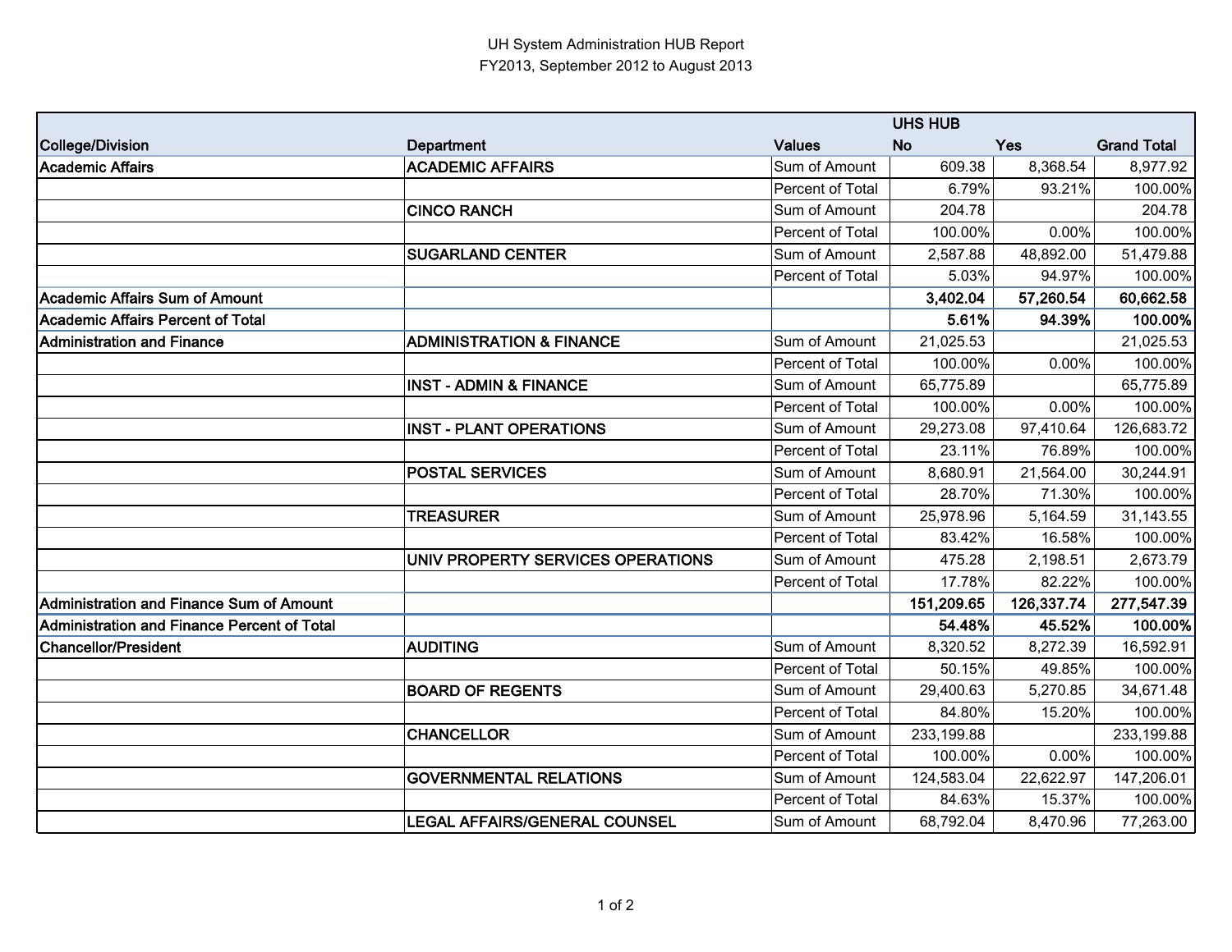# UH System Administration HUB Report

FY2013, September 2012 to August 2013

| College/Division | Department | Values | UHS HUB No | Yes | Grand Total |
|---|---|---|---|---|---|
| **Academic Affairs** | **ACADEMIC AFFAIRS** | Sum of Amount | 609.38 | 8,368.54 | 8,977.92 |
| | | Percent of Total | 6.79% | 93.21% | 100.00% |
| | **CINCO RANCH** | Sum of Amount | 204.78 | | 204.78 |
| | | Percent of Total | 100.00% | 0.00% | 100.00% |
| | **SUGARLAND CENTER** | Sum of Amount | 2,587.88 | 48,892.00 | 51,479.88 |
| | | Percent of Total | 5.03% | 94.97% | 100.00% |
| **Academic Affairs Sum of Amount** | | | **3,402.04** | **57,260.54** | **60,662.58** |
| **Academic Affairs Percent of Total** | | | **5.61%** | **94.39%** | **100.00%** |
| **Administration and Finance** | **ADMINISTRATION & FINANCE** | Sum of Amount | 21,025.53 | | 21,025.53 |
| | | Percent of Total | 100.00% | 0.00% | 100.00% |
| | **INST - ADMIN & FINANCE** | Sum of Amount | 65,775.89 | | 65,775.89 |
| | | Percent of Total | 100.00% | 0.00% | 100.00% |
| | **INST - PLANT OPERATIONS** | Sum of Amount | 29,273.08 | 97,410.64 | 126,683.72 |
| | | Percent of Total | 23.11% | 76.89% | 100.00% |
| | **POSTAL SERVICES** | Sum of Amount | 8,680.91 | 21,564.00 | 30,244.91 |
| | | Percent of Total | 28.70% | 71.30% | 100.00% |
| | **TREASURER** | Sum of Amount | 25,978.96 | 5,164.59 | 31,143.55 |
| | | Percent of Total | 83.42% | 16.58% | 100.00% |
| | **UNIV PROPERTY SERVICES OPERATIONS** | Sum of Amount | 475.28 | 2,198.51 | 2,673.79 |
| | | Percent of Total | 17.78% | 82.22% | 100.00% |
| **Administration and Finance Sum of Amount** | | | **151,209.65** | **126,337.74** | **277,547.39** |
| **Administration and Finance Percent of Total** | | | **54.48%** | **45.52%** | **100.00%** |
| **Chancellor/President** | **AUDITING** | Sum of Amount | 8,320.52 | 8,272.39 | 16,592.91 |
| | | Percent of Total | 50.15% | 49.85% | 100.00% |
| | **BOARD OF REGENTS** | Sum of Amount | 29,400.63 | 5,270.85 | 34,671.48 |
| | | Percent of Total | 84.80% | 15.20% | 100.00% |
| | **CHANCELLOR** | Sum of Amount | 233,199.88 | | 233,199.88 |
| | | Percent of Total | 100.00% | 0.00% | 100.00% |
| | **GOVERNMENTAL RELATIONS** | Sum of Amount | 124,583.04 | 22,622.97 | 147,206.01 |
| | | Percent of Total | 84.63% | 15.37% | 100.00% |
| | **LEGAL AFFAIRS/GENERAL COUNSEL** | Sum of Amount | 68,792.04 | 8,470.96 | 77,263.00 |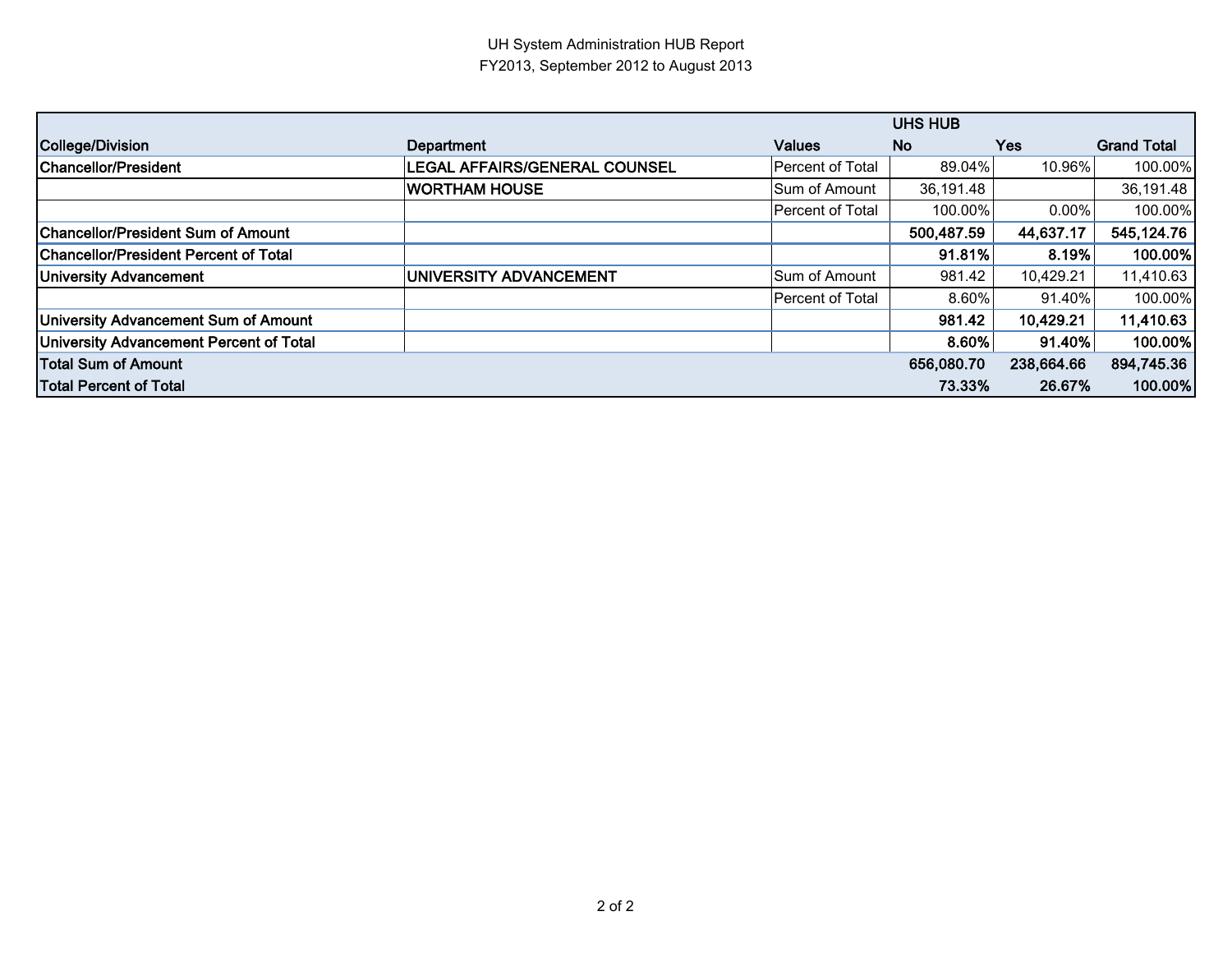UH System Administration HUB Report
FY2013, September 2012 to August 2013

| | | | UHS HUB | | |
|---|---|---|---|---|---|
| **College/Division** | **Department** | **Values** | **No** | **Yes** | **Grand Total** |
| **Chancellor/President** | **LEGAL AFFAIRS/GENERAL COUNSEL** | Percent of Total | 89.04% | 10.96% | 100.00% |
| | **WORTHAM HOUSE** | Sum of Amount | 36,191.48 | | 36,191.48 |
| | | Percent of Total | 100.00% | 0.00% | 100.00% |
| **Chancellor/President Sum of Amount** | | | **500,487.59** | **44,637.17** | **545,124.76** |
| **Chancellor/President Percent of Total** | | | **91.81%** | **8.19%** | **100.00%** |
| **University Advancement** | **UNIVERSITY ADVANCEMENT** | Sum of Amount | 981.42 | 10,429.21 | 11,410.63 |
| | | Percent of Total | 8.60% | 91.40% | 100.00% |
| **University Advancement Sum of Amount** | | | **981.42** | **10,429.21** | **11,410.63** |
| **University Advancement Percent of Total** | | | **8.60%** | **91.40%** | **100.00%** |
| **Total Sum of Amount** | | | **656,080.70** | **238,664.66** | **894,745.36** |
| **Total Percent of Total** | | | **73.33%** | **26.67%** | **100.00%** |